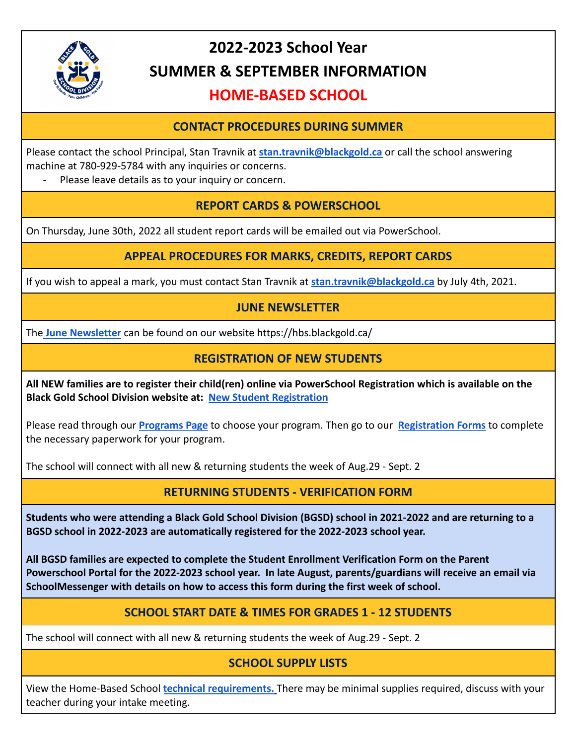# 2022-2023 School Year

# SUMMER & SEPTEMBER INFORMATION

# HOME-BASED SCHOOL

## CONTACT PROCEDURES DURING SUMMER

Please contact the school Principal, Stan Travnik at **stan.travnik@blackgold.ca** or call the school answering machine at 780-929-5784 with any inquiries or concerns.

- Please leave details as to your inquiry or concern.

## REPORT CARDS & POWERSCHOOL

On Thursday, June 30th, 2022 all student report cards will be emailed out via PowerSchool.

## APPEAL PROCEDURES FOR MARKS, CREDITS, REPORT CARDS

If you wish to appeal a mark, you must contact Stan Travnik at **stan.travnik@blackgold.ca** by July 4th, 2021.

## JUNE NEWSLETTER

The **June Newsletter** can be found on our website https://hbs.blackgold.ca/

## REGISTRATION OF NEW STUDENTS

**All NEW families are to register their child(ren) online via PowerSchool Registration which is available on the Black Gold School Division website at: New Student Registration**

Please read through our **Programs Page** to choose your program. Then go to our **Registration Forms** to complete the necessary paperwork for your program.

The school will connect with all new & returning students the week of Aug.29 - Sept. 2

## RETURNING STUDENTS - VERIFICATION FORM

**Students who were attending a Black Gold School Division (BGSD) school in 2021-2022 and are returning to a BGSD school in 2022-2023 are automatically registered for the 2022-2023 school year.**

**All BGSD families are expected to complete the Student Enrollment Verification Form on the Parent Powerschool Portal for the 2022-2023 school year. In late August, parents/guardians will receive an email via SchoolMessenger with details on how to access this form during the first week of school.**

## SCHOOL START DATE & TIMES FOR GRADES 1 - 12 STUDENTS

The school will connect with all new & returning students the week of Aug.29 - Sept. 2

## SCHOOL SUPPLY LISTS

View the Home-Based School **technical requirements.** There may be minimal supplies required, discuss with your teacher during your intake meeting.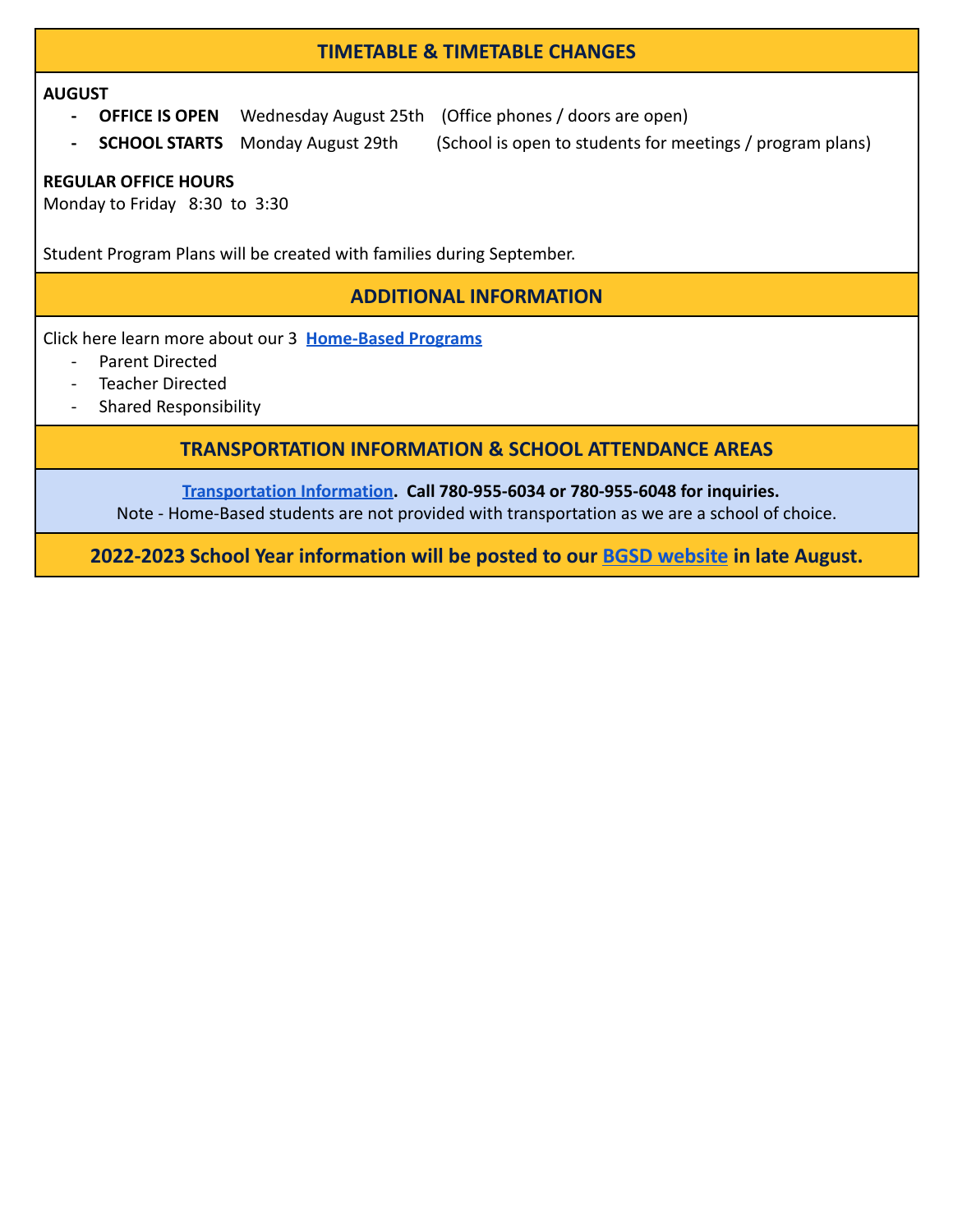## TIMETABLE & TIMETABLE CHANGES

**AUGUST**

- **OFFICE IS OPEN** Wednesday August 25th (Office phones / doors are open)
- **SCHOOL STARTS** Monday August 29th (School is open to students for meetings / program plans)

**REGULAR OFFICE HOURS**
Monday to Friday 8:30 to 3:30

Student Program Plans will be created with families during September.

## ADDITIONAL INFORMATION

Click here learn more about our 3 **Home-Based Programs**

- Parent Directed
- Teacher Directed
- Shared Responsibility

## TRANSPORTATION INFORMATION & SCHOOL ATTENDANCE AREAS

**Transportation Information. Call 780-955-6034 or 780-955-6048 for inquiries.**
Note - Home-Based students are not provided with transportation as we are a school of choice.

**2022-2023 School Year information will be posted to our BGSD website in late August.**